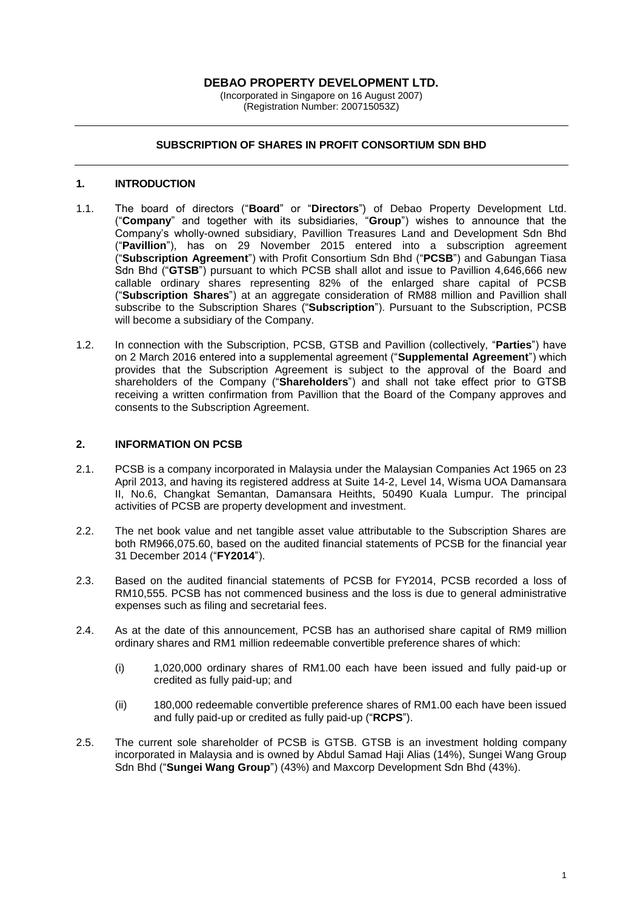# DEBAO PROPERTY DEVELOPMENT LTD.

(Incorporated in Singapore on 16 August 2007)
(Registration Number: 200715053Z)

---

## SUBSCRIPTION OF SHARES IN PROFIT CONSORTIUM SDN BHD

---

### 1. INTRODUCTION

1.1. The board of directors ("**Board**" or "**Directors**") of Debao Property Development Ltd. ("**Company**" and together with its subsidiaries, "**Group**") wishes to announce that the Company's wholly-owned subsidiary, Pavillion Treasures Land and Development Sdn Bhd ("**Pavillion**"), has on 29 November 2015 entered into a subscription agreement ("**Subscription Agreement**") with Profit Consortium Sdn Bhd ("**PCSB**") and Gabungan Tiasa Sdn Bhd ("**GTSB**") pursuant to which PCSB shall allot and issue to Pavillion 4,646,666 new callable ordinary shares representing 82% of the enlarged share capital of PCSB ("**Subscription Shares**") at an aggregate consideration of RM88 million and Pavillion shall subscribe to the Subscription Shares ("**Subscription**"). Pursuant to the Subscription, PCSB will become a subsidiary of the Company.

1.2. In connection with the Subscription, PCSB, GTSB and Pavillion (collectively, "**Parties**") have on 2 March 2016 entered into a supplemental agreement ("**Supplemental Agreement**") which provides that the Subscription Agreement is subject to the approval of the Board and shareholders of the Company ("**Shareholders**") and shall not take effect prior to GTSB receiving a written confirmation from Pavillion that the Board of the Company approves and consents to the Subscription Agreement.

### 2. INFORMATION ON PCSB

2.1. PCSB is a company incorporated in Malaysia under the Malaysian Companies Act 1965 on 23 April 2013, and having its registered address at Suite 14-2, Level 14, Wisma UOA Damansara II, No.6, Changkat Semantan, Damansara Heiths, 50490 Kuala Lumpur. The principal activities of PCSB are property development and investment.

2.2. The net book value and net tangible asset value attributable to the Subscription Shares are both RM966,075.60, based on the audited financial statements of PCSB for the financial year 31 December 2014 ("**FY2014**").

2.3. Based on the audited financial statements of PCSB for FY2014, PCSB recorded a loss of RM10,555. PCSB has not commenced business and the loss is due to general administrative expenses such as filing and secretarial fees.

2.4. As at the date of this announcement, PCSB has an authorised share capital of RM9 million ordinary shares and RM1 million redeemable convertible preference shares of which:

(i) 1,020,000 ordinary shares of RM1.00 each have been issued and fully paid-up or credited as fully paid-up; and

(ii) 180,000 redeemable convertible preference shares of RM1.00 each have been issued and fully paid-up or credited as fully paid-up ("**RCPS**").

2.5. The current sole shareholder of PCSB is GTSB. GTSB is an investment holding company incorporated in Malaysia and is owned by Abdul Samad Haji Alias (14%), Sungei Wang Group Sdn Bhd ("**Sungei Wang Group**") (43%) and Maxcorp Development Sdn Bhd (43%).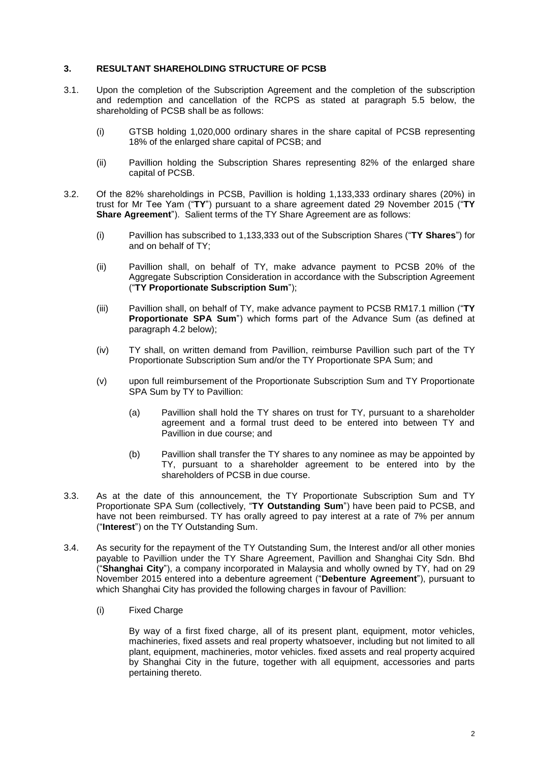## 3. RESULTANT SHAREHOLDING STRUCTURE OF PCSB

3.1. Upon the completion of the Subscription Agreement and the completion of the subscription and redemption and cancellation of the RCPS as stated at paragraph 5.5 below, the shareholding of PCSB shall be as follows:

(i) GTSB holding 1,020,000 ordinary shares in the share capital of PCSB representing 18% of the enlarged share capital of PCSB; and

(ii) Pavillion holding the Subscription Shares representing 82% of the enlarged share capital of PCSB.

3.2. Of the 82% shareholdings in PCSB, Pavillion is holding 1,133,333 ordinary shares (20%) in trust for Mr Tee Yam ("**TY**") pursuant to a share agreement dated 29 November 2015 ("**TY Share Agreement**"). Salient terms of the TY Share Agreement are as follows:

(i) Pavillion has subscribed to 1,133,333 out of the Subscription Shares ("**TY Shares**") for and on behalf of TY;

(ii) Pavillion shall, on behalf of TY, make advance payment to PCSB 20% of the Aggregate Subscription Consideration in accordance with the Subscription Agreement ("**TY Proportionate Subscription Sum**");

(iii) Pavillion shall, on behalf of TY, make advance payment to PCSB RM17.1 million ("**TY Proportionate SPA Sum**") which forms part of the Advance Sum (as defined at paragraph 4.2 below);

(iv) TY shall, on written demand from Pavillion, reimburse Pavillion such part of the TY Proportionate Subscription Sum and/or the TY Proportionate SPA Sum; and

(v) upon full reimbursement of the Proportionate Subscription Sum and TY Proportionate SPA Sum by TY to Pavillion:

(a) Pavillion shall hold the TY shares on trust for TY, pursuant to a shareholder agreement and a formal trust deed to be entered into between TY and Pavillion in due course; and

(b) Pavillion shall transfer the TY shares to any nominee as may be appointed by TY, pursuant to a shareholder agreement to be entered into by the shareholders of PCSB in due course.

3.3. As at the date of this announcement, the TY Proportionate Subscription Sum and TY Proportionate SPA Sum (collectively, "**TY Outstanding Sum**") have been paid to PCSB, and have not been reimbursed. TY has orally agreed to pay interest at a rate of 7% per annum ("**Interest**") on the TY Outstanding Sum.

3.4. As security for the repayment of the TY Outstanding Sum, the Interest and/or all other monies payable to Pavillion under the TY Share Agreement, Pavillion and Shanghai City Sdn. Bhd ("**Shanghai City**"), a company incorporated in Malaysia and wholly owned by TY, had on 29 November 2015 entered into a debenture agreement ("**Debenture Agreement**"), pursuant to which Shanghai City has provided the following charges in favour of Pavillion:

(i) Fixed Charge

By way of a first fixed charge, all of its present plant, equipment, motor vehicles, machineries, fixed assets and real property whatsoever, including but not limited to all plant, equipment, machineries, motor vehicles. fixed assets and real property acquired by Shanghai City in the future, together with all equipment, accessories and parts pertaining thereto.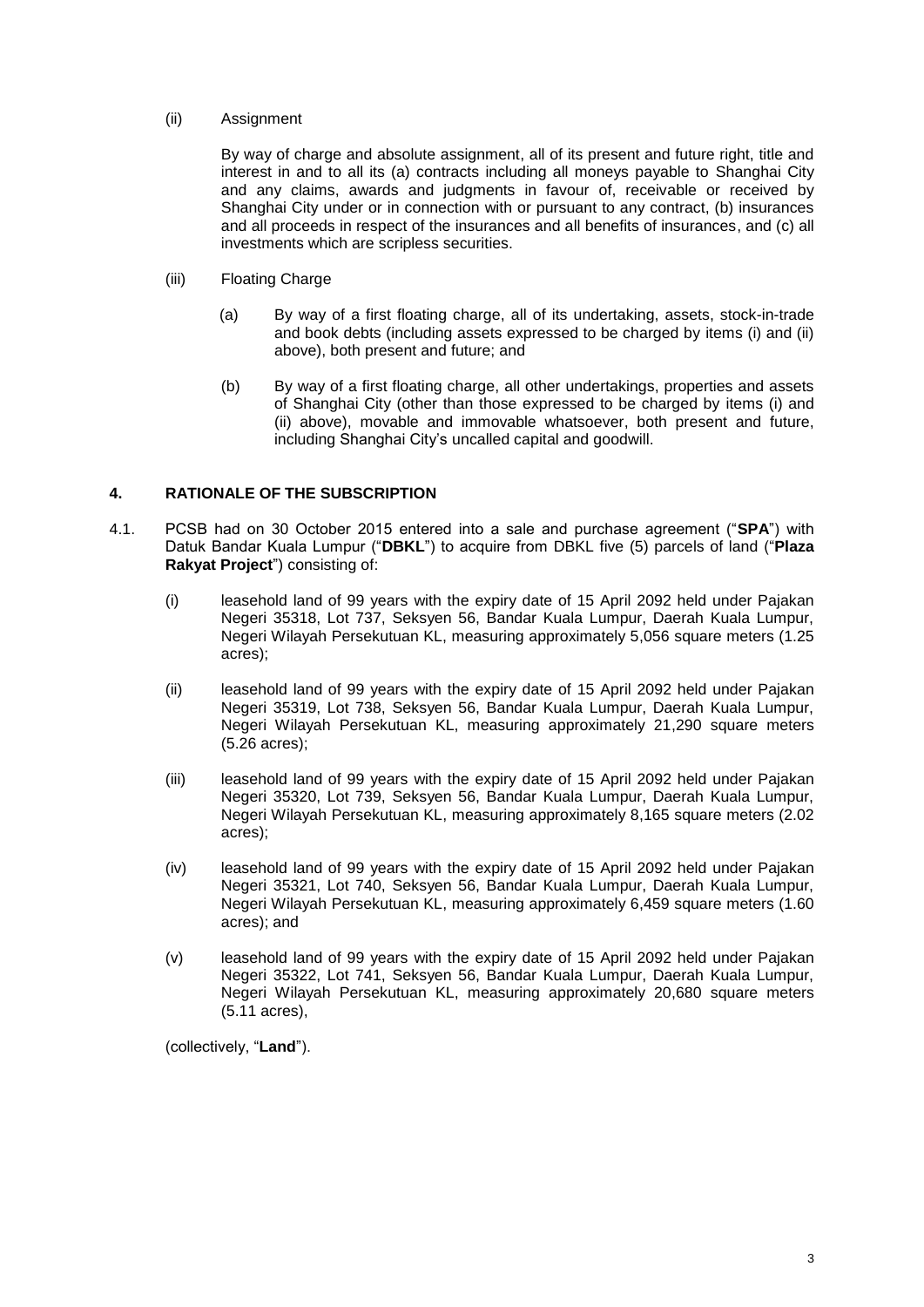(ii) Assignment

By way of charge and absolute assignment, all of its present and future right, title and interest in and to all its (a) contracts including all moneys payable to Shanghai City and any claims, awards and judgments in favour of, receivable or received by Shanghai City under or in connection with or pursuant to any contract, (b) insurances and all proceeds in respect of the insurances and all benefits of insurances, and (c) all investments which are scripless securities.

(iii) Floating Charge

(a) By way of a first floating charge, all of its undertaking, assets, stock-in-trade and book debts (including assets expressed to be charged by items (i) and (ii) above), both present and future; and

(b) By way of a first floating charge, all other undertakings, properties and assets of Shanghai City (other than those expressed to be charged by items (i) and (ii) above), movable and immovable whatsoever, both present and future, including Shanghai City's uncalled capital and goodwill.

## 4. RATIONALE OF THE SUBSCRIPTION

4.1. PCSB had on 30 October 2015 entered into a sale and purchase agreement ("**SPA**") with Datuk Bandar Kuala Lumpur ("**DBKL**") to acquire from DBKL five (5) parcels of land ("**Plaza Rakyat Project**") consisting of:

(i) leasehold land of 99 years with the expiry date of 15 April 2092 held under Pajakan Negeri 35318, Lot 737, Seksyen 56, Bandar Kuala Lumpur, Daerah Kuala Lumpur, Negeri Wilayah Persekutuan KL, measuring approximately 5,056 square meters (1.25 acres);

(ii) leasehold land of 99 years with the expiry date of 15 April 2092 held under Pajakan Negeri 35319, Lot 738, Seksyen 56, Bandar Kuala Lumpur, Daerah Kuala Lumpur, Negeri Wilayah Persekutuan KL, measuring approximately 21,290 square meters (5.26 acres);

(iii) leasehold land of 99 years with the expiry date of 15 April 2092 held under Pajakan Negeri 35320, Lot 739, Seksyen 56, Bandar Kuala Lumpur, Daerah Kuala Lumpur, Negeri Wilayah Persekutuan KL, measuring approximately 8,165 square meters (2.02 acres);

(iv) leasehold land of 99 years with the expiry date of 15 April 2092 held under Pajakan Negeri 35321, Lot 740, Seksyen 56, Bandar Kuala Lumpur, Daerah Kuala Lumpur, Negeri Wilayah Persekutuan KL, measuring approximately 6,459 square meters (1.60 acres); and

(v) leasehold land of 99 years with the expiry date of 15 April 2092 held under Pajakan Negeri 35322, Lot 741, Seksyen 56, Bandar Kuala Lumpur, Daerah Kuala Lumpur, Negeri Wilayah Persekutuan KL, measuring approximately 20,680 square meters (5.11 acres),

(collectively, "**Land**").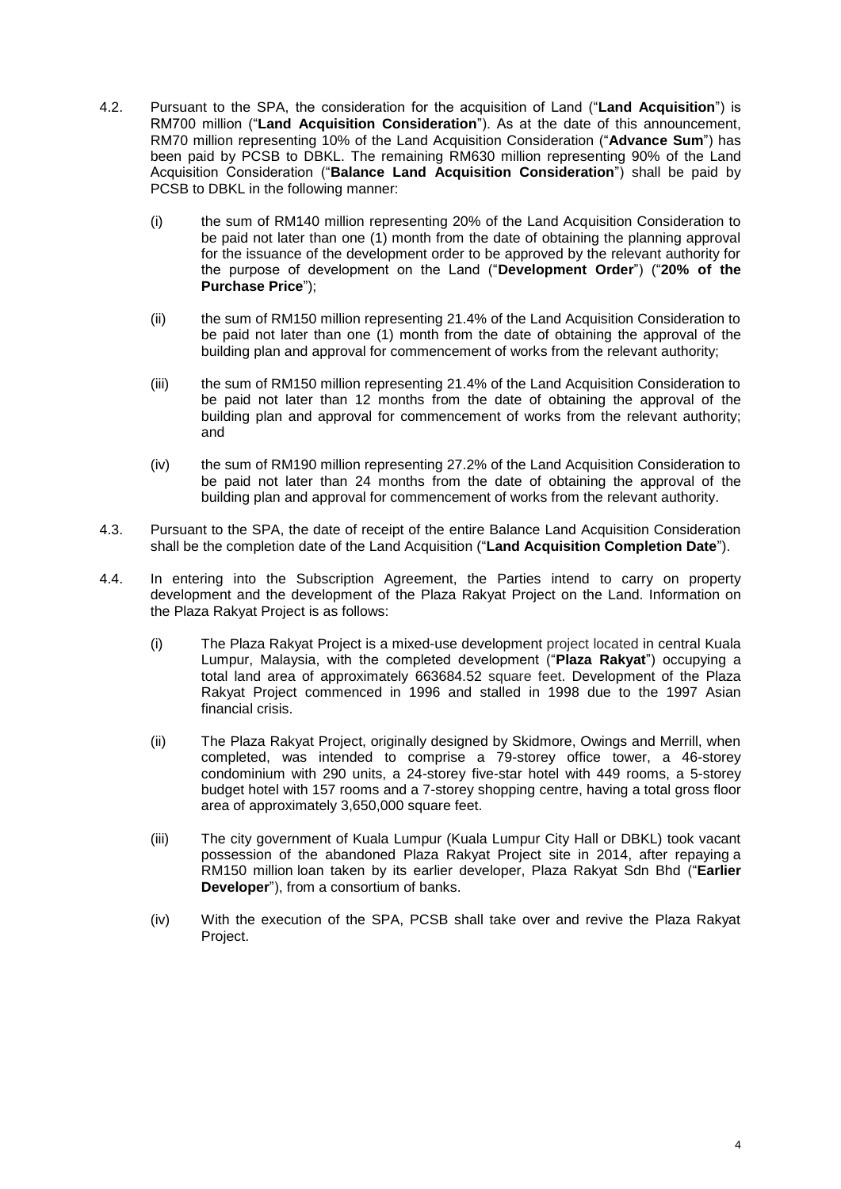4.2. Pursuant to the SPA, the consideration for the acquisition of Land ("**Land Acquisition**") is RM700 million ("**Land Acquisition Consideration**"). As at the date of this announcement, RM70 million representing 10% of the Land Acquisition Consideration ("**Advance Sum**") has been paid by PCSB to DBKL. The remaining RM630 million representing 90% of the Land Acquisition Consideration ("**Balance Land Acquisition Consideration**") shall be paid by PCSB to DBKL in the following manner:

   (i) the sum of RM140 million representing 20% of the Land Acquisition Consideration to be paid not later than one (1) month from the date of obtaining the planning approval for the issuance of the development order to be approved by the relevant authority for the purpose of development on the Land ("**Development Order**") ("**20% of the Purchase Price**");

   (ii) the sum of RM150 million representing 21.4% of the Land Acquisition Consideration to be paid not later than one (1) month from the date of obtaining the approval of the building plan and approval for commencement of works from the relevant authority;

   (iii) the sum of RM150 million representing 21.4% of the Land Acquisition Consideration to be paid not later than 12 months from the date of obtaining the approval of the building plan and approval for commencement of works from the relevant authority; and

   (iv) the sum of RM190 million representing 27.2% of the Land Acquisition Consideration to be paid not later than 24 months from the date of obtaining the approval of the building plan and approval for commencement of works from the relevant authority.

4.3. Pursuant to the SPA, the date of receipt of the entire Balance Land Acquisition Consideration shall be the completion date of the Land Acquisition ("**Land Acquisition Completion Date**").

4.4. In entering into the Subscription Agreement, the Parties intend to carry on property development and the development of the Plaza Rakyat Project on the Land. Information on the Plaza Rakyat Project is as follows:

   (i) The Plaza Rakyat Project is a mixed-use development project located in central Kuala Lumpur, Malaysia, with the completed development ("**Plaza Rakyat**") occupying a total land area of approximately 663684.52 square feet. Development of the Plaza Rakyat Project commenced in 1996 and stalled in 1998 due to the 1997 Asian financial crisis.

   (ii) The Plaza Rakyat Project, originally designed by Skidmore, Owings and Merrill, when completed, was intended to comprise a 79-storey office tower, a 46-storey condominium with 290 units, a 24-storey five-star hotel with 449 rooms, a 5-storey budget hotel with 157 rooms and a 7-storey shopping centre, having a total gross floor area of approximately 3,650,000 square feet.

   (iii) The city government of Kuala Lumpur (Kuala Lumpur City Hall or DBKL) took vacant possession of the abandoned Plaza Rakyat Project site in 2014, after repaying a RM150 million loan taken by its earlier developer, Plaza Rakyat Sdn Bhd ("**Earlier Developer**"), from a consortium of banks.

   (iv) With the execution of the SPA, PCSB shall take over and revive the Plaza Rakyat Project.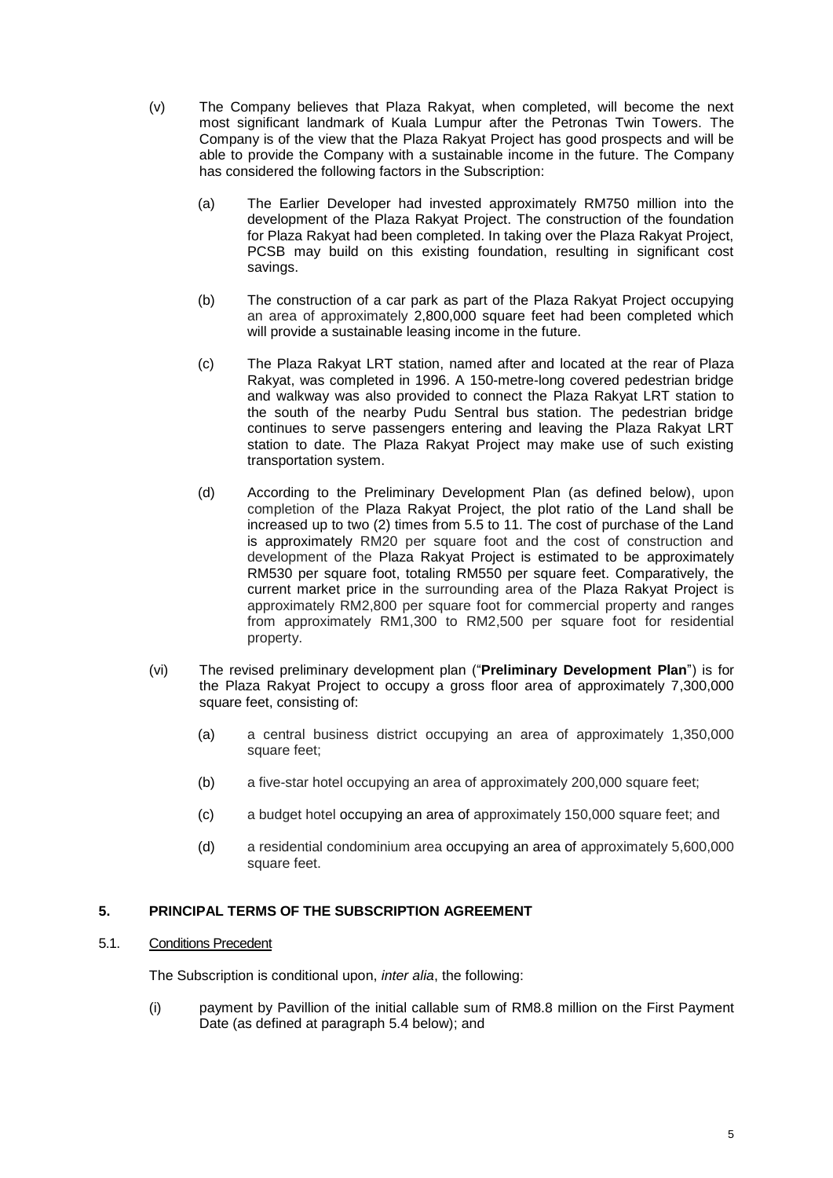(v) The Company believes that Plaza Rakyat, when completed, will become the next most significant landmark of Kuala Lumpur after the Petronas Twin Towers. The Company is of the view that the Plaza Rakyat Project has good prospects and will be able to provide the Company with a sustainable income in the future. The Company has considered the following factors in the Subscription:

  (a) The Earlier Developer had invested approximately RM750 million into the development of the Plaza Rakyat Project. The construction of the foundation for Plaza Rakyat had been completed. In taking over the Plaza Rakyat Project, PCSB may build on this existing foundation, resulting in significant cost savings.

  (b) The construction of a car park as part of the Plaza Rakyat Project occupying an area of approximately 2,800,000 square feet had been completed which will provide a sustainable leasing income in the future.

  (c) The Plaza Rakyat LRT station, named after and located at the rear of Plaza Rakyat, was completed in 1996. A 150-metre-long covered pedestrian bridge and walkway was also provided to connect the Plaza Rakyat LRT station to the south of the nearby Pudu Sentral bus station. The pedestrian bridge continues to serve passengers entering and leaving the Plaza Rakyat LRT station to date. The Plaza Rakyat Project may make use of such existing transportation system.

  (d) According to the Preliminary Development Plan (as defined below), upon completion of the Plaza Rakyat Project, the plot ratio of the Land shall be increased up to two (2) times from 5.5 to 11. The cost of purchase of the Land is approximately RM20 per square foot and the cost of construction and development of the Plaza Rakyat Project is estimated to be approximately RM530 per square foot, totaling RM550 per square feet. Comparatively, the current market price in the surrounding area of the Plaza Rakyat Project is approximately RM2,800 per square foot for commercial property and ranges from approximately RM1,300 to RM2,500 per square foot for residential property.

(vi) The revised preliminary development plan ("**Preliminary Development Plan**") is for the Plaza Rakyat Project to occupy a gross floor area of approximately 7,300,000 square feet, consisting of:

  (a) a central business district occupying an area of approximately 1,350,000 square feet;

  (b) a five-star hotel occupying an area of approximately 200,000 square feet;

  (c) a budget hotel occupying an area of approximately 150,000 square feet; and

  (d) a residential condominium area occupying an area of approximately 5,600,000 square feet.

## 5. PRINCIPAL TERMS OF THE SUBSCRIPTION AGREEMENT

### 5.1. Conditions Precedent

The Subscription is conditional upon, *inter alia*, the following:

(i) payment by Pavillion of the initial callable sum of RM8.8 million on the First Payment Date (as defined at paragraph 5.4 below); and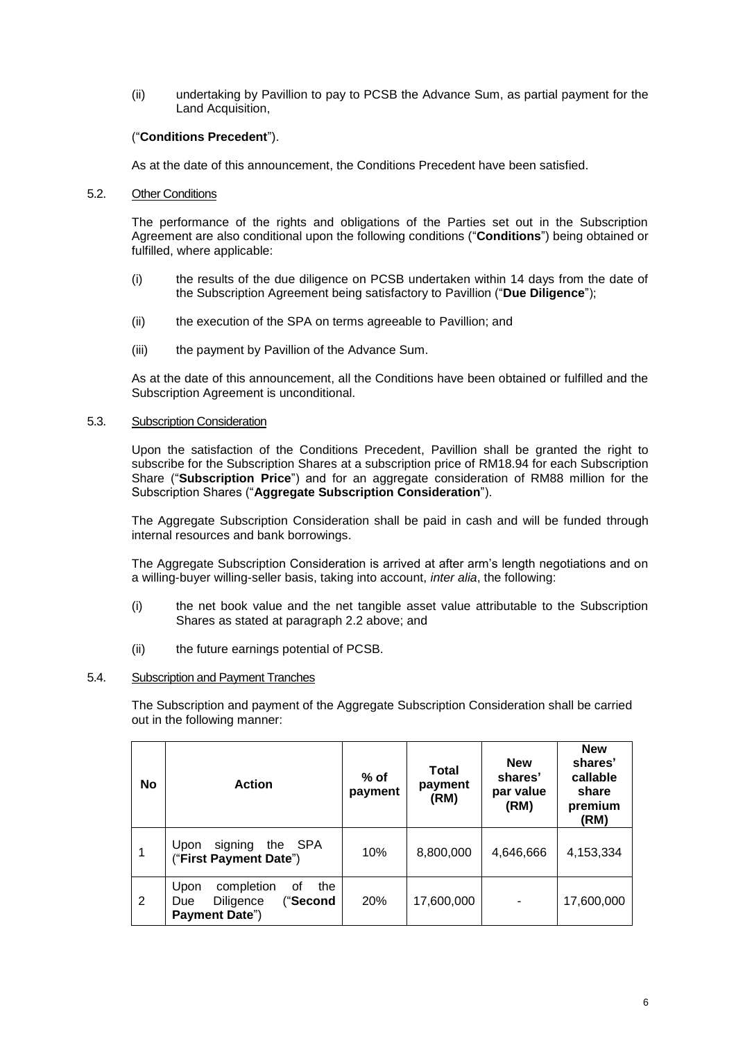(ii) undertaking by Pavillion to pay to PCSB the Advance Sum, as partial payment for the Land Acquisition,

("**Conditions Precedent**").

As at the date of this announcement, the Conditions Precedent have been satisfied.

5.2. Other Conditions

The performance of the rights and obligations of the Parties set out in the Subscription Agreement are also conditional upon the following conditions ("**Conditions**") being obtained or fulfilled, where applicable:

(i) the results of the due diligence on PCSB undertaken within 14 days from the date of the Subscription Agreement being satisfactory to Pavillion ("**Due Diligence**");

(ii) the execution of the SPA on terms agreeable to Pavillion; and

(iii) the payment by Pavillion of the Advance Sum.

As at the date of this announcement, all the Conditions have been obtained or fulfilled and the Subscription Agreement is unconditional.

5.3. Subscription Consideration

Upon the satisfaction of the Conditions Precedent, Pavillion shall be granted the right to subscribe for the Subscription Shares at a subscription price of RM18.94 for each Subscription Share ("**Subscription Price**") and for an aggregate consideration of RM88 million for the Subscription Shares ("**Aggregate Subscription Consideration**").

The Aggregate Subscription Consideration shall be paid in cash and will be funded through internal resources and bank borrowings.

The Aggregate Subscription Consideration is arrived at after arm's length negotiations and on a willing-buyer willing-seller basis, taking into account, *inter alia*, the following:

(i) the net book value and the net tangible asset value attributable to the Subscription Shares as stated at paragraph 2.2 above; and

(ii) the future earnings potential of PCSB.

5.4. Subscription and Payment Tranches

The Subscription and payment of the Aggregate Subscription Consideration shall be carried out in the following manner:

| No | Action | % of payment | Total payment (RM) | New shares' par value (RM) | New shares' callable share premium (RM) |
|---|---|---|---|---|---|
| 1 | Upon signing the SPA ("**First Payment Date**") | 10% | 8,800,000 | 4,646,666 | 4,153,334 |
| 2 | Upon completion of the Due Diligence ("**Second Payment Date**") | 20% | 17,600,000 | - | 17,600,000 |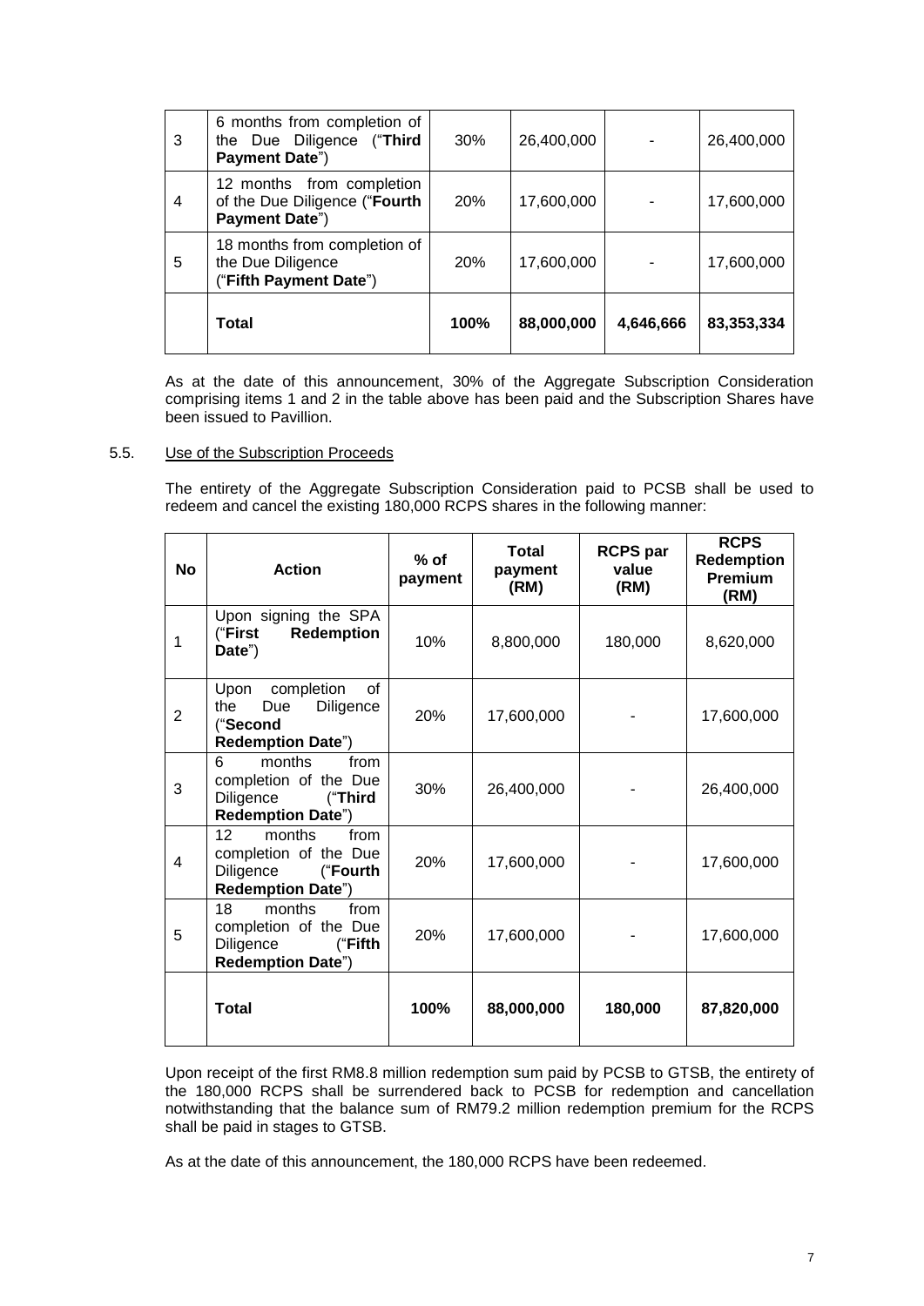| 3 | 6 months from completion of the Due Diligence ("**Third Payment Date**") | 30% | 26,400,000 | - | 26,400,000 |
|---|---|---|---|---|---|
| 4 | 12 months from completion of the Due Diligence ("**Fourth Payment Date**") | 20% | 17,600,000 | - | 17,600,000 |
| 5 | 18 months from completion of the Due Diligence ("**Fifth Payment Date**") | 20% | 17,600,000 | - | 17,600,000 |
| | **Total** | **100%** | **88,000,000** | **4,646,666** | **83,353,334** |

As at the date of this announcement, 30% of the Aggregate Subscription Consideration comprising items 1 and 2 in the table above has been paid and the Subscription Shares have been issued to Pavillion.

5.5. Use of the Subscription Proceeds

The entirety of the Aggregate Subscription Consideration paid to PCSB shall be used to redeem and cancel the existing 180,000 RCPS shares in the following manner:

| No | Action | % of payment | Total payment (RM) | RCPS par value (RM) | RCPS Redemption Premium (RM) |
|---|---|---|---|---|---|
| 1 | Upon signing the SPA ("**First Redemption Date**") | 10% | 8,800,000 | 180,000 | 8,620,000 |
| 2 | Upon completion of the Due Diligence ("**Second Redemption Date**") | 20% | 17,600,000 | - | 17,600,000 |
| 3 | 6 months from completion of the Due Diligence ("**Third Redemption Date**") | 30% | 26,400,000 | - | 26,400,000 |
| 4 | 12 months from completion of the Due Diligence ("**Fourth Redemption Date**") | 20% | 17,600,000 | - | 17,600,000 |
| 5 | 18 months from completion of the Due Diligence ("**Fifth Redemption Date**") | 20% | 17,600,000 | - | 17,600,000 |
| | **Total** | **100%** | **88,000,000** | **180,000** | **87,820,000** |

Upon receipt of the first RM8.8 million redemption sum paid by PCSB to GTSB, the entirety of the 180,000 RCPS shall be surrendered back to PCSB for redemption and cancellation notwithstanding that the balance sum of RM79.2 million redemption premium for the RCPS shall be paid in stages to GTSB.

As at the date of this announcement, the 180,000 RCPS have been redeemed.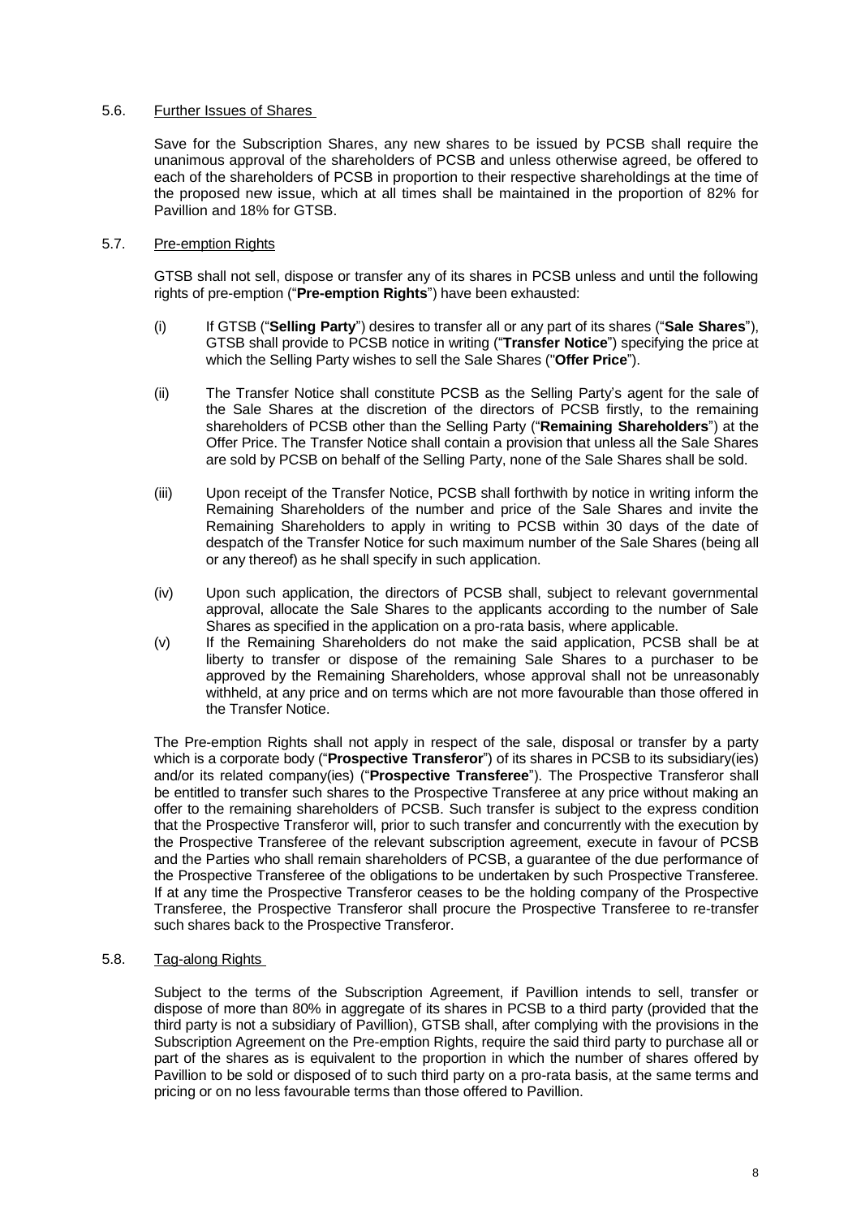5.6. Further Issues of Shares

Save for the Subscription Shares, any new shares to be issued by PCSB shall require the unanimous approval of the shareholders of PCSB and unless otherwise agreed, be offered to each of the shareholders of PCSB in proportion to their respective shareholdings at the time of the proposed new issue, which at all times shall be maintained in the proportion of 82% for Pavillion and 18% for GTSB.

5.7. Pre-emption Rights

GTSB shall not sell, dispose or transfer any of its shares in PCSB unless and until the following rights of pre-emption ("**Pre-emption Rights**") have been exhausted:

(i) If GTSB ("**Selling Party**") desires to transfer all or any part of its shares ("**Sale Shares**"), GTSB shall provide to PCSB notice in writing ("**Transfer Notice**") specifying the price at which the Selling Party wishes to sell the Sale Shares ("**Offer Price**").

(ii) The Transfer Notice shall constitute PCSB as the Selling Party's agent for the sale of the Sale Shares at the discretion of the directors of PCSB firstly, to the remaining shareholders of PCSB other than the Selling Party ("**Remaining Shareholders**") at the Offer Price. The Transfer Notice shall contain a provision that unless all the Sale Shares are sold by PCSB on behalf of the Selling Party, none of the Sale Shares shall be sold.

(iii) Upon receipt of the Transfer Notice, PCSB shall forthwith by notice in writing inform the Remaining Shareholders of the number and price of the Sale Shares and invite the Remaining Shareholders to apply in writing to PCSB within 30 days of the date of despatch of the Transfer Notice for such maximum number of the Sale Shares (being all or any thereof) as he shall specify in such application.

(iv) Upon such application, the directors of PCSB shall, subject to relevant governmental approval, allocate the Sale Shares to the applicants according to the number of Sale Shares as specified in the application on a pro-rata basis, where applicable.

(v) If the Remaining Shareholders do not make the said application, PCSB shall be at liberty to transfer or dispose of the remaining Sale Shares to a purchaser to be approved by the Remaining Shareholders, whose approval shall not be unreasonably withheld, at any price and on terms which are not more favourable than those offered in the Transfer Notice.

The Pre-emption Rights shall not apply in respect of the sale, disposal or transfer by a party which is a corporate body ("**Prospective Transferor**") of its shares in PCSB to its subsidiary(ies) and/or its related company(ies) ("**Prospective Transferee**"). The Prospective Transferor shall be entitled to transfer such shares to the Prospective Transferee at any price without making an offer to the remaining shareholders of PCSB. Such transfer is subject to the express condition that the Prospective Transferor will, prior to such transfer and concurrently with the execution by the Prospective Transferee of the relevant subscription agreement, execute in favour of PCSB and the Parties who shall remain shareholders of PCSB, a guarantee of the due performance of the Prospective Transferee of the obligations to be undertaken by such Prospective Transferee. If at any time the Prospective Transferor ceases to be the holding company of the Prospective Transferee, the Prospective Transferor shall procure the Prospective Transferee to re-transfer such shares back to the Prospective Transferor.

5.8. Tag-along Rights

Subject to the terms of the Subscription Agreement, if Pavillion intends to sell, transfer or dispose of more than 80% in aggregate of its shares in PCSB to a third party (provided that the third party is not a subsidiary of Pavillion), GTSB shall, after complying with the provisions in the Subscription Agreement on the Pre-emption Rights, require the said third party to purchase all or part of the shares as is equivalent to the proportion in which the number of shares offered by Pavillion to be sold or disposed of to such third party on a pro-rata basis, at the same terms and pricing or on no less favourable terms than those offered to Pavillion.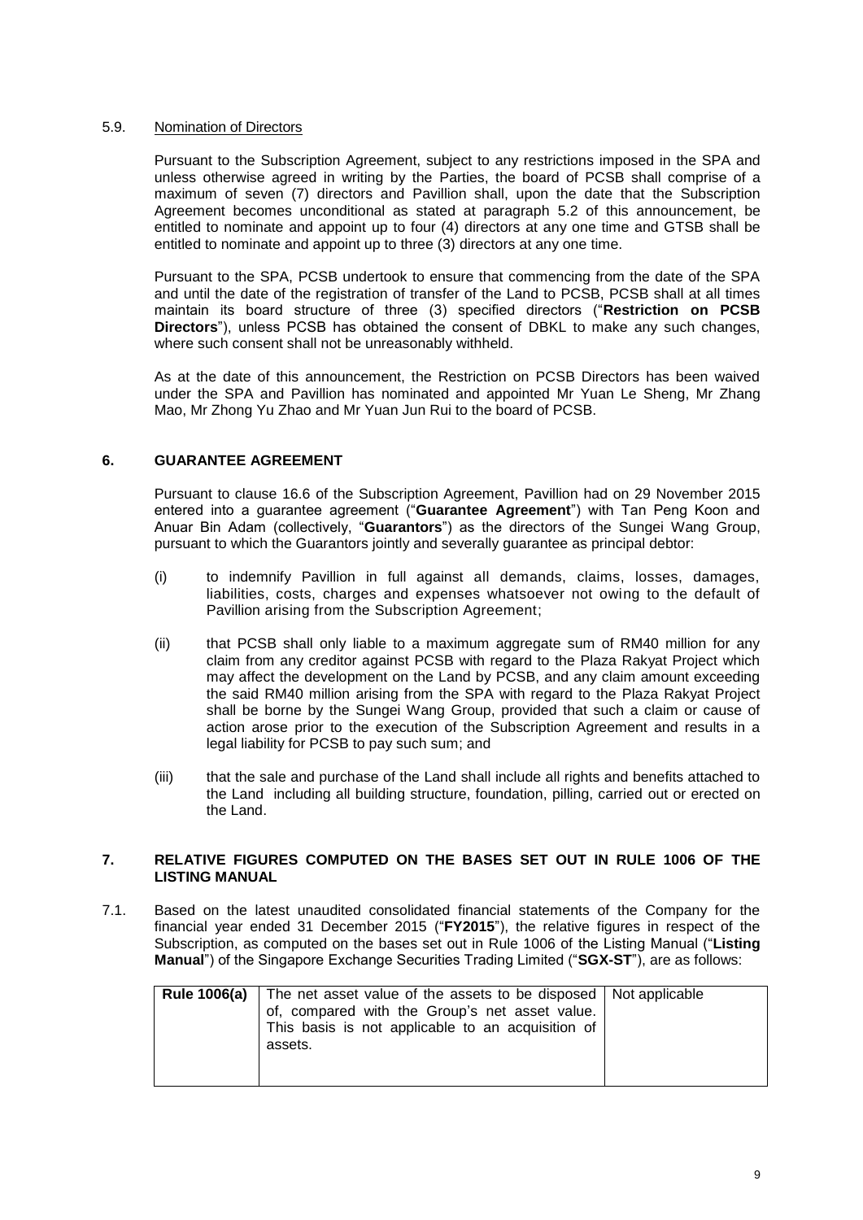5.9. Nomination of Directors

Pursuant to the Subscription Agreement, subject to any restrictions imposed in the SPA and unless otherwise agreed in writing by the Parties, the board of PCSB shall comprise of a maximum of seven (7) directors and Pavillion shall, upon the date that the Subscription Agreement becomes unconditional as stated at paragraph 5.2 of this announcement, be entitled to nominate and appoint up to four (4) directors at any one time and GTSB shall be entitled to nominate and appoint up to three (3) directors at any one time.

Pursuant to the SPA, PCSB undertook to ensure that commencing from the date of the SPA and until the date of the registration of transfer of the Land to PCSB, PCSB shall at all times maintain its board structure of three (3) specified directors ("**Restriction on PCSB Directors**"), unless PCSB has obtained the consent of DBKL to make any such changes, where such consent shall not be unreasonably withheld.

As at the date of this announcement, the Restriction on PCSB Directors has been waived under the SPA and Pavillion has nominated and appointed Mr Yuan Le Sheng, Mr Zhang Mao, Mr Zhong Yu Zhao and Mr Yuan Jun Rui to the board of PCSB.

## 6. GUARANTEE AGREEMENT

Pursuant to clause 16.6 of the Subscription Agreement, Pavillion had on 29 November 2015 entered into a guarantee agreement ("**Guarantee Agreement**") with Tan Peng Koon and Anuar Bin Adam (collectively, "**Guarantors**") as the directors of the Sungei Wang Group, pursuant to which the Guarantors jointly and severally guarantee as principal debtor:

(i) to indemnify Pavillion in full against all demands, claims, losses, damages, liabilities, costs, charges and expenses whatsoever not owing to the default of Pavillion arising from the Subscription Agreement;

(ii) that PCSB shall only liable to a maximum aggregate sum of RM40 million for any claim from any creditor against PCSB with regard to the Plaza Rakyat Project which may affect the development on the Land by PCSB, and any claim amount exceeding the said RM40 million arising from the SPA with regard to the Plaza Rakyat Project shall be borne by the Sungei Wang Group, provided that such a claim or cause of action arose prior to the execution of the Subscription Agreement and results in a legal liability for PCSB to pay such sum; and

(iii) that the sale and purchase of the Land shall include all rights and benefits attached to the Land including all building structure, foundation, pilling, carried out or erected on the Land.

## 7. RELATIVE FIGURES COMPUTED ON THE BASES SET OUT IN RULE 1006 OF THE LISTING MANUAL

7.1. Based on the latest unaudited consolidated financial statements of the Company for the financial year ended 31 December 2015 ("**FY2015**"), the relative figures in respect of the Subscription, as computed on the bases set out in Rule 1006 of the Listing Manual ("**Listing Manual**") of the Singapore Exchange Securities Trading Limited ("**SGX-ST**"), are as follows:

| | | |
|---|---|---|
| **Rule 1006(a)** | The net asset value of the assets to be disposed of, compared with the Group's net asset value. This basis is not applicable to an acquisition of assets. | Not applicable |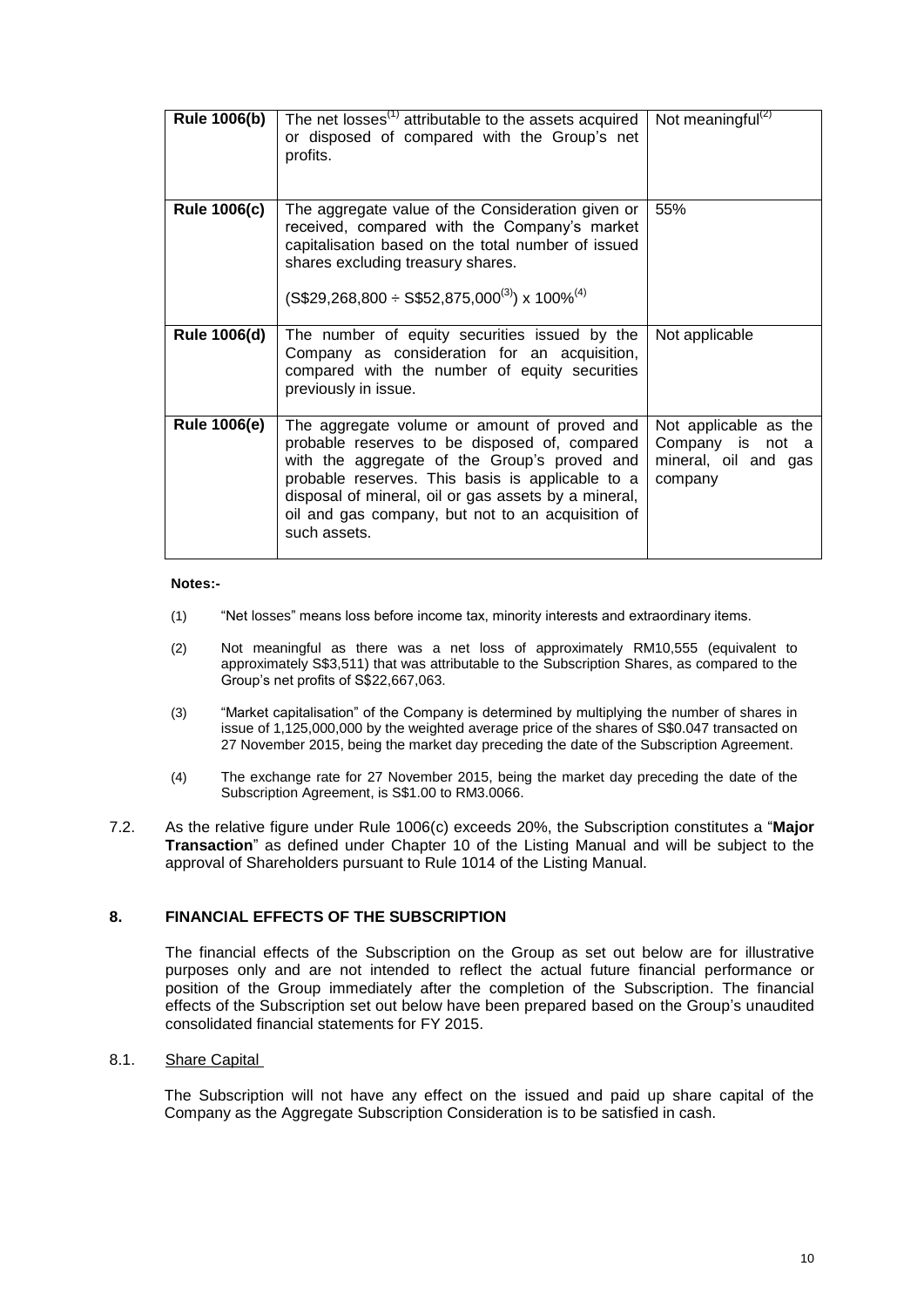| Rule 1006(b) | The net losses[(1)] attributable to the assets acquired or disposed of compared with the Group's net profits. | Not meaningful[(2)] |
|---|---|---|
| **Rule 1006(c)** | The aggregate value of the Consideration given or received, compared with the Company's market capitalisation based on the total number of issued shares excluding treasury shares.<br><br>(S\$29,268,800 ÷ S\$52,875,000[(3)]) x 100%[(4)] | 55% |
| **Rule 1006(d)** | The number of equity securities issued by the Company as consideration for an acquisition, compared with the number of equity securities previously in issue. | Not applicable |
| **Rule 1006(e)** | The aggregate volume or amount of proved and probable reserves to be disposed of, compared with the aggregate of the Group's proved and probable reserves. This basis is applicable to a disposal of mineral, oil or gas assets by a mineral, oil and gas company, but not to an acquisition of such assets. | Not applicable as the Company is not a mineral, oil and gas company |

**Notes:-**

(1) "Net losses" means loss before income tax, minority interests and extraordinary items.

(2) Not meaningful as there was a net loss of approximately RM10,555 (equivalent to approximately S\$3,511) that was attributable to the Subscription Shares, as compared to the Group's net profits of S\$22,667,063.

(3) "Market capitalisation" of the Company is determined by multiplying the number of shares in issue of 1,125,000,000 by the weighted average price of the shares of S\$0.047 transacted on 27 November 2015, being the market day preceding the date of the Subscription Agreement.

(4) The exchange rate for 27 November 2015, being the market day preceding the date of the Subscription Agreement, is S\$1.00 to RM3.0066.

7.2. As the relative figure under Rule 1006(c) exceeds 20%, the Subscription constitutes a "**Major Transaction**" as defined under Chapter 10 of the Listing Manual and will be subject to the approval of Shareholders pursuant to Rule 1014 of the Listing Manual.

## 8. FINANCIAL EFFECTS OF THE SUBSCRIPTION

The financial effects of the Subscription on the Group as set out below are for illustrative purposes only and are not intended to reflect the actual future financial performance or position of the Group immediately after the completion of the Subscription. The financial effects of the Subscription set out below have been prepared based on the Group's unaudited consolidated financial statements for FY 2015.

8.1. Share Capital

The Subscription will not have any effect on the issued and paid up share capital of the Company as the Aggregate Subscription Consideration is to be satisfied in cash.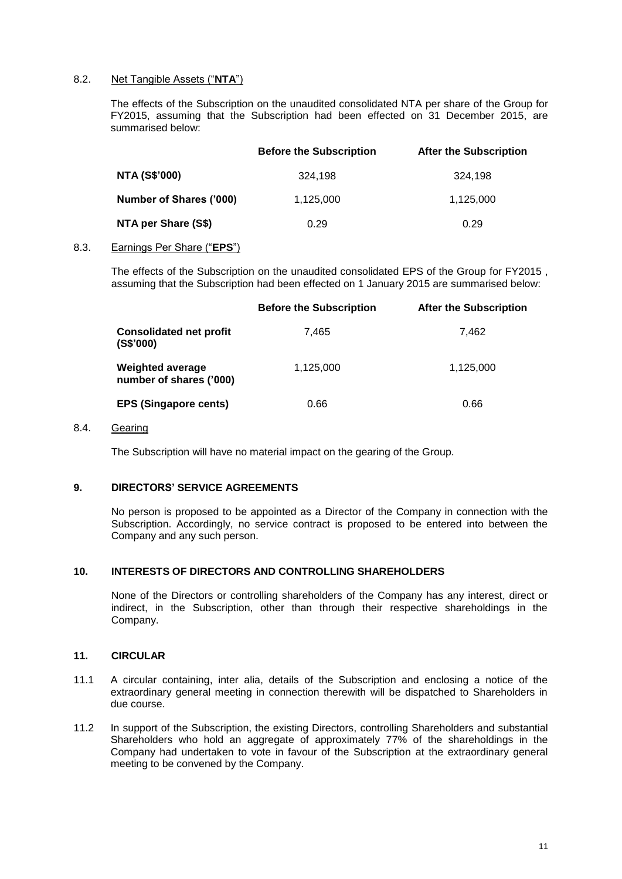### 8.2. Net Tangible Assets ("**NTA**")

The effects of the Subscription on the unaudited consolidated NTA per share of the Group for FY2015, assuming that the Subscription had been effected on 31 December 2015, are summarised below:

| | Before the Subscription | After the Subscription |
|---|---|---|
| **NTA (S$'000)** | 324,198 | 324,198 |
| **Number of Shares ('000)** | 1,125,000 | 1,125,000 |
| **NTA per Share (S$)** | 0.29 | 0.29 |

### 8.3. Earnings Per Share ("**EPS**")

The effects of the Subscription on the unaudited consolidated EPS of the Group for FY2015 , assuming that the Subscription had been effected on 1 January 2015 are summarised below:

| | Before the Subscription | After the Subscription |
|---|---|---|
| **Consolidated net profit (S$'000)** | 7,465 | 7,462 |
| **Weighted average number of shares ('000)** | 1,125,000 | 1,125,000 |
| **EPS (Singapore cents)** | 0.66 | 0.66 |

### 8.4. Gearing

The Subscription will have no material impact on the gearing of the Group.

## 9. DIRECTORS' SERVICE AGREEMENTS

No person is proposed to be appointed as a Director of the Company in connection with the Subscription. Accordingly, no service contract is proposed to be entered into between the Company and any such person.

## 10. INTERESTS OF DIRECTORS AND CONTROLLING SHAREHOLDERS

None of the Directors or controlling shareholders of the Company has any interest, direct or indirect, in the Subscription, other than through their respective shareholdings in the Company.

## 11. CIRCULAR

11.1 A circular containing, inter alia, details of the Subscription and enclosing a notice of the extraordinary general meeting in connection therewith will be dispatched to Shareholders in due course.

11.2 In support of the Subscription, the existing Directors, controlling Shareholders and substantial Shareholders who hold an aggregate of approximately 77% of the shareholdings in the Company had undertaken to vote in favour of the Subscription at the extraordinary general meeting to be convened by the Company.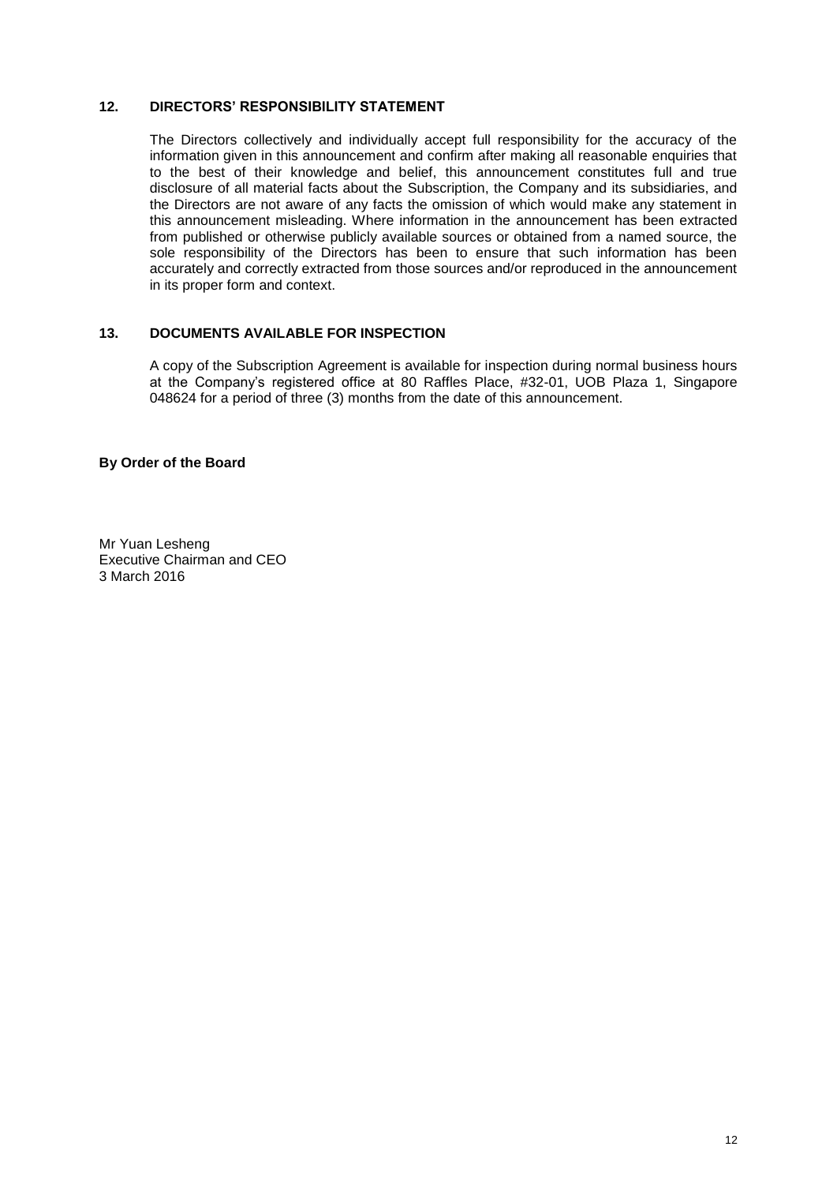## 12. DIRECTORS' RESPONSIBILITY STATEMENT

The Directors collectively and individually accept full responsibility for the accuracy of the information given in this announcement and confirm after making all reasonable enquiries that to the best of their knowledge and belief, this announcement constitutes full and true disclosure of all material facts about the Subscription, the Company and its subsidiaries, and the Directors are not aware of any facts the omission of which would make any statement in this announcement misleading. Where information in the announcement has been extracted from published or otherwise publicly available sources or obtained from a named source, the sole responsibility of the Directors has been to ensure that such information has been accurately and correctly extracted from those sources and/or reproduced in the announcement in its proper form and context.

## 13. DOCUMENTS AVAILABLE FOR INSPECTION

A copy of the Subscription Agreement is available for inspection during normal business hours at the Company's registered office at 80 Raffles Place, #32-01, UOB Plaza 1, Singapore 048624 for a period of three (3) months from the date of this announcement.

**By Order of the Board**

Mr Yuan Lesheng
Executive Chairman and CEO
3 March 2016